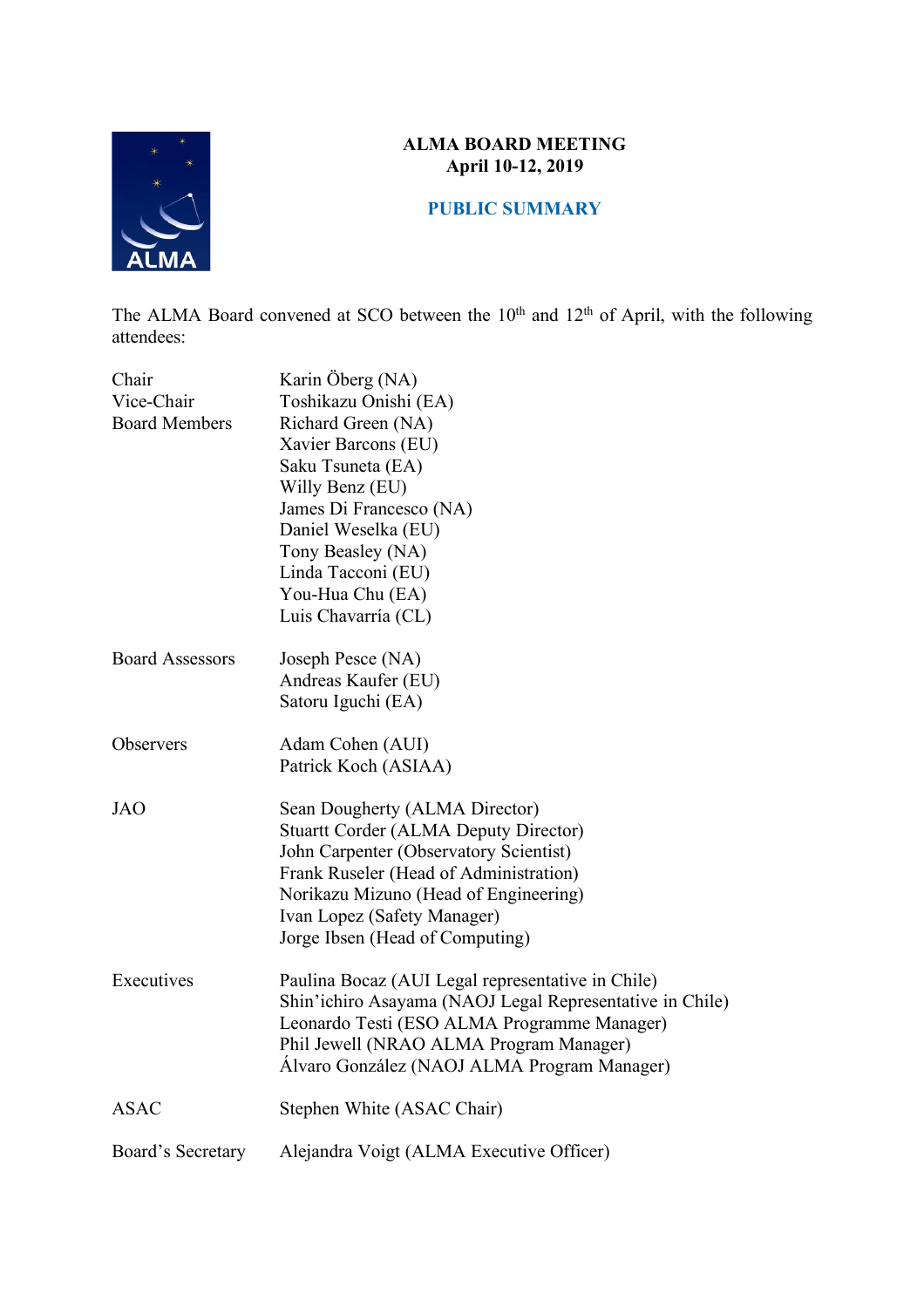# ALMA BOARD MEETING
## April 10-12, 2019

## PUBLIC SUMMARY

The ALMA Board convened at SCO between the 10th and 12th of April, with the following attendees:

| | |
|---|---|
| Chair | Karin Öberg (NA) |
| Vice-Chair | Toshikazu Onishi (EA) |
| Board Members | Richard Green (NA) |
| | Xavier Barcons (EU) |
| | Saku Tsuneta (EA) |
| | Willy Benz (EU) |
| | James Di Francesco (NA) |
| | Daniel Weselka (EU) |
| | Tony Beasley (NA) |
| | Linda Tacconi (EU) |
| | You-Hua Chu (EA) |
| | Luis Chavarría (CL) |
| Board Assessors | Joseph Pesce (NA) |
| | Andreas Kaufer (EU) |
| | Satoru Iguchi (EA) |
| Observers | Adam Cohen (AUI) |
| | Patrick Koch (ASIAA) |
| JAO | Sean Dougherty (ALMA Director) |
| | Stuartt Corder (ALMA Deputy Director) |
| | John Carpenter (Observatory Scientist) |
| | Frank Ruseler (Head of Administration) |
| | Norikazu Mizuno (Head of Engineering) |
| | Ivan Lopez (Safety Manager) |
| | Jorge Ibsen (Head of Computing) |
| Executives | Paulina Bocaz (AUI Legal representative in Chile) |
| | Shin'ichiro Asayama (NAOJ Legal Representative in Chile) |
| | Leonardo Testi (ESO ALMA Programme Manager) |
| | Phil Jewell (NRAO ALMA Program Manager) |
| | Álvaro González (NAOJ ALMA Program Manager) |
| ASAC | Stephen White (ASAC Chair) |
| Board's Secretary | Alejandra Voigt (ALMA Executive Officer) |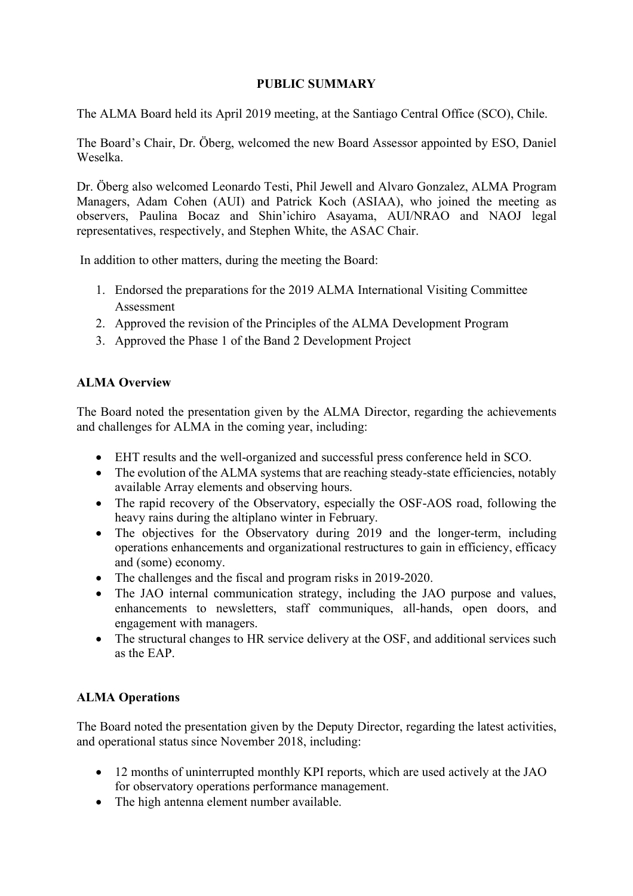**PUBLIC SUMMARY**

The ALMA Board held its April 2019 meeting, at the Santiago Central Office (SCO), Chile.

The Board's Chair, Dr. Öberg, welcomed the new Board Assessor appointed by ESO, Daniel Weselka.

Dr. Öberg also welcomed Leonardo Testi, Phil Jewell and Alvaro Gonzalez, ALMA Program Managers, Adam Cohen (AUI) and Patrick Koch (ASIAA), who joined the meeting as observers, Paulina Bocaz and Shin'ichiro Asayama, AUI/NRAO and NAOJ legal representatives, respectively, and Stephen White, the ASAC Chair.

In addition to other matters, during the meeting the Board:

1. Endorsed the preparations for the 2019 ALMA International Visiting Committee Assessment
2. Approved the revision of the Principles of the ALMA Development Program
3. Approved the Phase 1 of the Band 2 Development Project

**ALMA Overview**

The Board noted the presentation given by the ALMA Director, regarding the achievements and challenges for ALMA in the coming year, including:

- EHT results and the well-organized and successful press conference held in SCO.
- The evolution of the ALMA systems that are reaching steady-state efficiencies, notably available Array elements and observing hours.
- The rapid recovery of the Observatory, especially the OSF-AOS road, following the heavy rains during the altiplano winter in February.
- The objectives for the Observatory during 2019 and the longer-term, including operations enhancements and organizational restructures to gain in efficiency, efficacy and (some) economy.
- The challenges and the fiscal and program risks in 2019-2020.
- The JAO internal communication strategy, including the JAO purpose and values, enhancements to newsletters, staff communiques, all-hands, open doors, and engagement with managers.
- The structural changes to HR service delivery at the OSF, and additional services such as the EAP.

**ALMA Operations**

The Board noted the presentation given by the Deputy Director, regarding the latest activities, and operational status since November 2018, including:

- 12 months of uninterrupted monthly KPI reports, which are used actively at the JAO for observatory operations performance management.
- The high antenna element number available.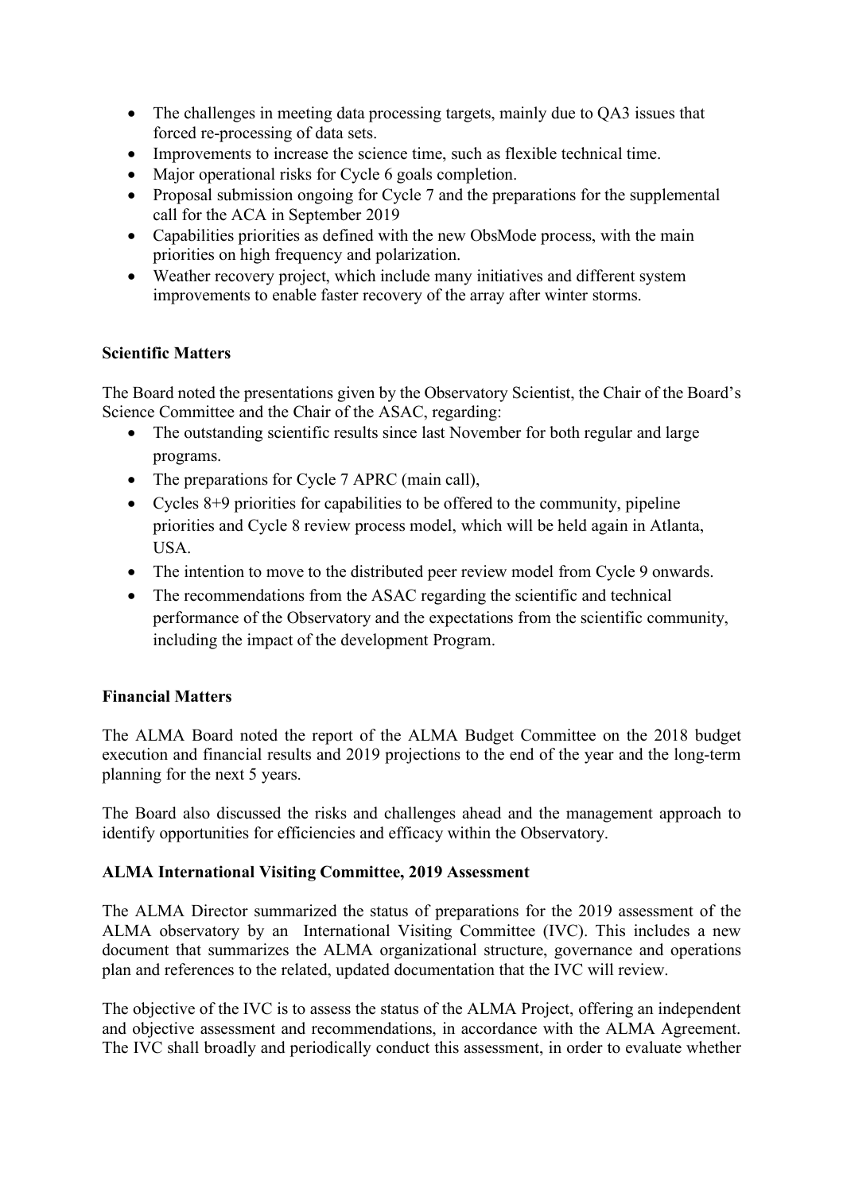- The challenges in meeting data processing targets, mainly due to QA3 issues that forced re-processing of data sets.
- Improvements to increase the science time, such as flexible technical time.
- Major operational risks for Cycle 6 goals completion.
- Proposal submission ongoing for Cycle 7 and the preparations for the supplemental call for the ACA in September 2019
- Capabilities priorities as defined with the new ObsMode process, with the main priorities on high frequency and polarization.
- Weather recovery project, which include many initiatives and different system improvements to enable faster recovery of the array after winter storms.

**Scientific Matters**

The Board noted the presentations given by the Observatory Scientist, the Chair of the Board's Science Committee and the Chair of the ASAC, regarding:

- The outstanding scientific results since last November for both regular and large programs.
- The preparations for Cycle 7 APRC (main call),
- Cycles 8+9 priorities for capabilities to be offered to the community, pipeline priorities and Cycle 8 review process model, which will be held again in Atlanta, USA.
- The intention to move to the distributed peer review model from Cycle 9 onwards.
- The recommendations from the ASAC regarding the scientific and technical performance of the Observatory and the expectations from the scientific community, including the impact of the development Program.

**Financial Matters**

The ALMA Board noted the report of the ALMA Budget Committee on the 2018 budget execution and financial results and 2019 projections to the end of the year and the long-term planning for the next 5 years.

The Board also discussed the risks and challenges ahead and the management approach to identify opportunities for efficiencies and efficacy within the Observatory.

**ALMA International Visiting Committee, 2019 Assessment**

The ALMA Director summarized the status of preparations for the 2019 assessment of the ALMA observatory by an International Visiting Committee (IVC). This includes a new document that summarizes the ALMA organizational structure, governance and operations plan and references to the related, updated documentation that the IVC will review.

The objective of the IVC is to assess the status of the ALMA Project, offering an independent and objective assessment and recommendations, in accordance with the ALMA Agreement. The IVC shall broadly and periodically conduct this assessment, in order to evaluate whether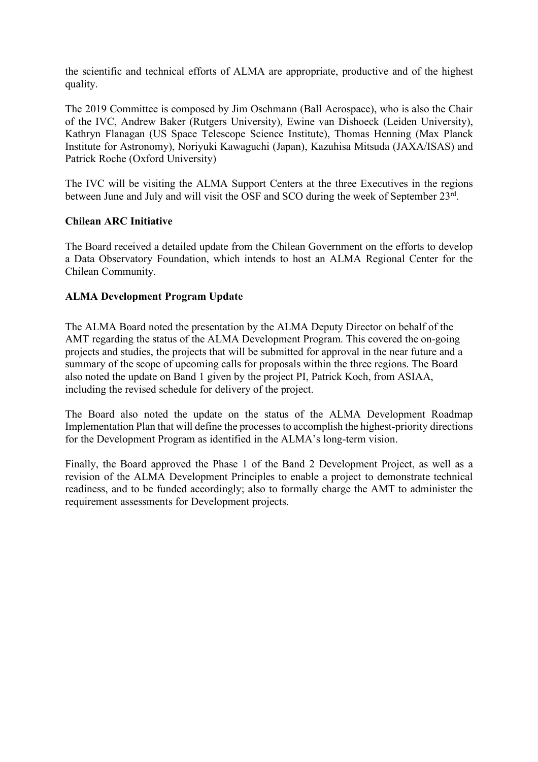the scientific and technical efforts of ALMA are appropriate, productive and of the highest quality.

The 2019 Committee is composed by Jim Oschmann (Ball Aerospace), who is also the Chair of the IVC, Andrew Baker (Rutgers University), Ewine van Dishoeck (Leiden University), Kathryn Flanagan (US Space Telescope Science Institute), Thomas Henning (Max Planck Institute for Astronomy), Noriyuki Kawaguchi (Japan), Kazuhisa Mitsuda (JAXA/ISAS) and Patrick Roche (Oxford University)

The IVC will be visiting the ALMA Support Centers at the three Executives in the regions between June and July and will visit the OSF and SCO during the week of September 23rd.

**Chilean ARC Initiative**

The Board received a detailed update from the Chilean Government on the efforts to develop a Data Observatory Foundation, which intends to host an ALMA Regional Center for the Chilean Community.

**ALMA Development Program Update**

The ALMA Board noted the presentation by the ALMA Deputy Director on behalf of the AMT regarding the status of the ALMA Development Program. This covered the on-going projects and studies, the projects that will be submitted for approval in the near future and a summary of the scope of upcoming calls for proposals within the three regions. The Board also noted the update on Band 1 given by the project PI, Patrick Koch, from ASIAA, including the revised schedule for delivery of the project.

The Board also noted the update on the status of the ALMA Development Roadmap Implementation Plan that will define the processes to accomplish the highest-priority directions for the Development Program as identified in the ALMA's long-term vision.

Finally, the Board approved the Phase 1 of the Band 2 Development Project, as well as a revision of the ALMA Development Principles to enable a project to demonstrate technical readiness, and to be funded accordingly; also to formally charge the AMT to administer the requirement assessments for Development projects.